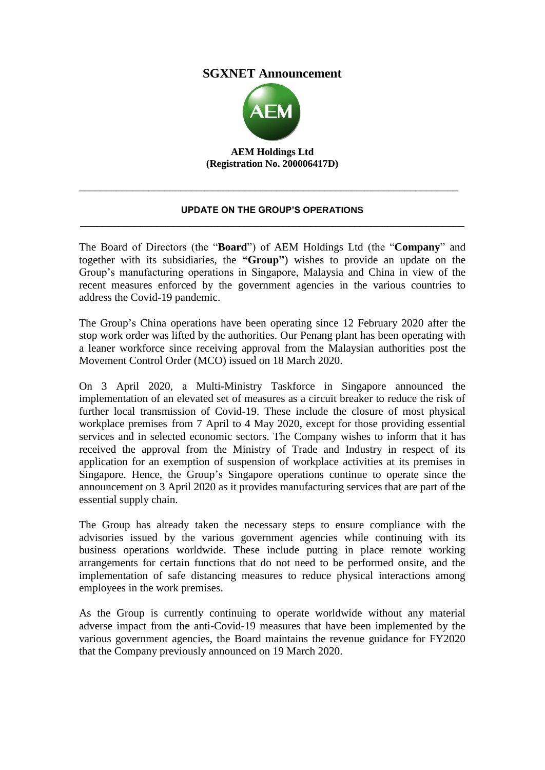# SGXNET Announcement

**AEM Holdings Ltd**
**(Registration No. 200006417D)**

---

## UPDATE ON THE GROUP'S OPERATIONS

---

The Board of Directors (the "**Board**") of AEM Holdings Ltd (the "**Company**" and together with its subsidiaries, the **"Group"**) wishes to provide an update on the Group's manufacturing operations in Singapore, Malaysia and China in view of the recent measures enforced by the government agencies in the various countries to address the Covid-19 pandemic.

The Group's China operations have been operating since 12 February 2020 after the stop work order was lifted by the authorities. Our Penang plant has been operating with a leaner workforce since receiving approval from the Malaysian authorities post the Movement Control Order (MCO) issued on 18 March 2020.

On 3 April 2020, a Multi-Ministry Taskforce in Singapore announced the implementation of an elevated set of measures as a circuit breaker to reduce the risk of further local transmission of Covid-19. These include the closure of most physical workplace premises from 7 April to 4 May 2020, except for those providing essential services and in selected economic sectors. The Company wishes to inform that it has received the approval from the Ministry of Trade and Industry in respect of its application for an exemption of suspension of workplace activities at its premises in Singapore. Hence, the Group's Singapore operations continue to operate since the announcement on 3 April 2020 as it provides manufacturing services that are part of the essential supply chain.

The Group has already taken the necessary steps to ensure compliance with the advisories issued by the various government agencies while continuing with its business operations worldwide. These include putting in place remote working arrangements for certain functions that do not need to be performed onsite, and the implementation of safe distancing measures to reduce physical interactions among employees in the work premises.

As the Group is currently continuing to operate worldwide without any material adverse impact from the anti-Covid-19 measures that have been implemented by the various government agencies, the Board maintains the revenue guidance for FY2020 that the Company previously announced on 19 March 2020.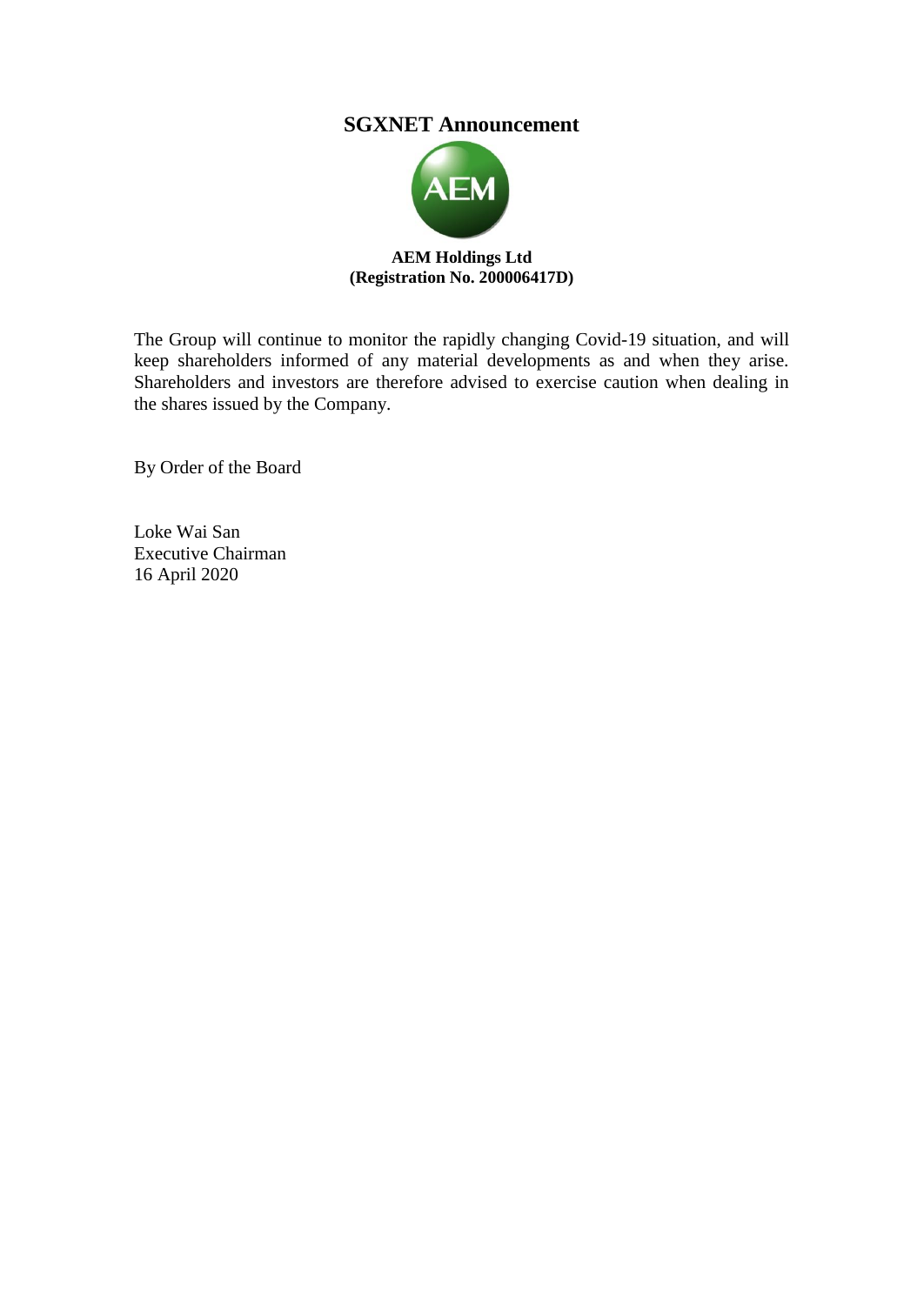**SGXNET Announcement**

**AEM Holdings Ltd**
**(Registration No. 200006417D)**

The Group will continue to monitor the rapidly changing Covid-19 situation, and will keep shareholders informed of any material developments as and when they arise. Shareholders and investors are therefore advised to exercise caution when dealing in the shares issued by the Company.

By Order of the Board

Loke Wai San
Executive Chairman
16 April 2020